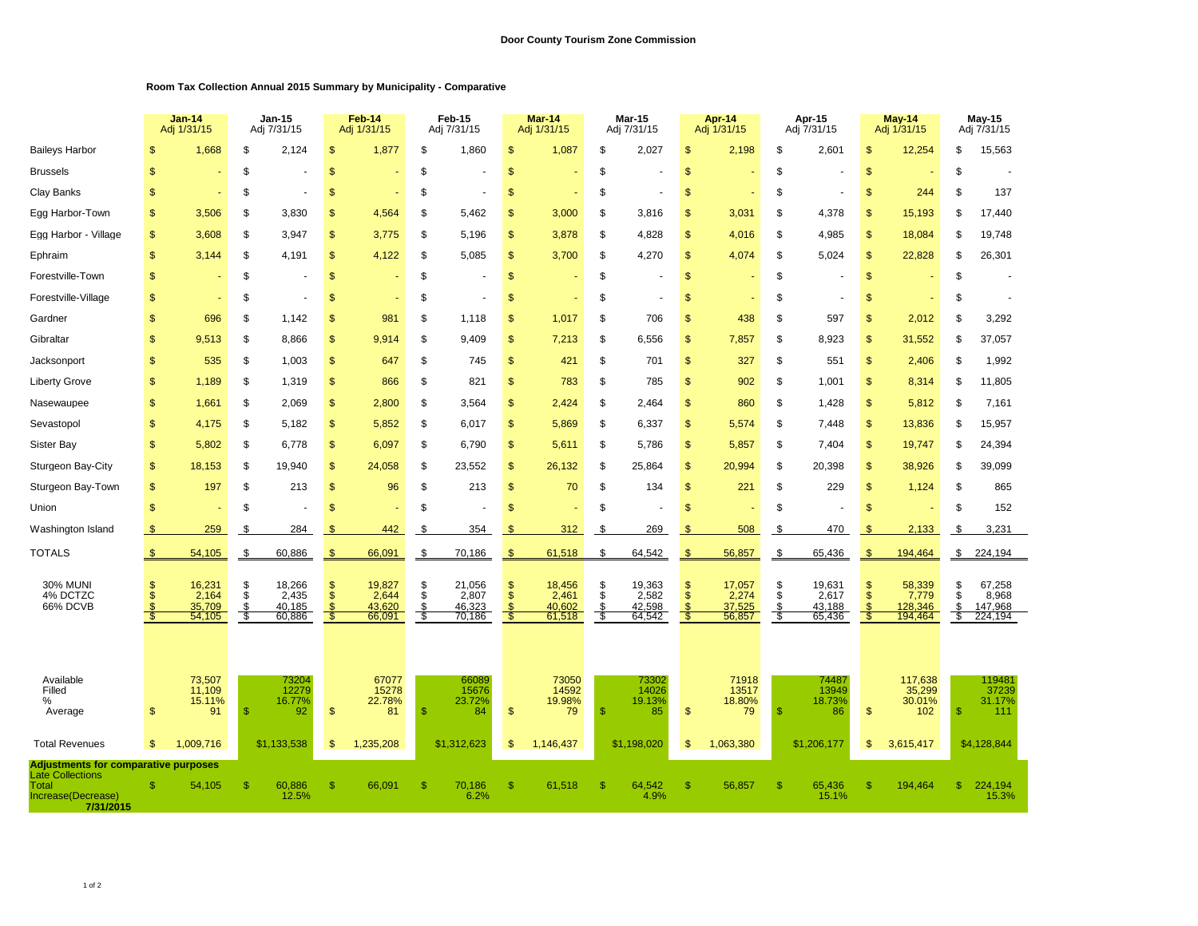**Door County Tourism Zone Commission**

**Room Tax Collection Annual 2015 Summary by Municipality - Comparative**

| | Jan-14 Adj 1/31/15 | Jan-15 Adj 7/31/15 | Feb-14 Adj 1/31/15 | Feb-15 Adj 7/31/15 | Mar-14 Adj 1/31/15 | Mar-15 Adj 7/31/15 | Apr-14 Adj 1/31/15 | Apr-15 Adj 7/31/15 | May-14 Adj 1/31/15 | May-15 Adj 7/31/15 |
|---|---|---|---|---|---|---|---|---|---|---|
| Baileys Harbor | $ 1,668 | $ 2,124 | $ 1,877 | $ 1,860 | $ 1,087 | $ 2,027 | $ 2,198 | $ 2,601 | $ 12,254 | $ 15,563 |
| Brussels | $ - | $ - | $ - | $ - | $ - | $ - | $ - | $ - | $ - | $ - |
| Clay Banks | $ - | $ - | $ - | $ - | $ - | $ - | $ - | $ - | $ 244 | $ 137 |
| Egg Harbor-Town | $ 3,506 | $ 3,830 | $ 4,564 | $ 5,462 | $ 3,000 | $ 3,816 | $ 3,031 | $ 4,378 | $ 15,193 | $ 17,440 |
| Egg Harbor - Village | $ 3,608 | $ 3,947 | $ 3,775 | $ 5,196 | $ 3,878 | $ 4,828 | $ 4,016 | $ 4,985 | $ 18,084 | $ 19,748 |
| Ephraim | $ 3,144 | $ 4,191 | $ 4,122 | $ 5,085 | $ 3,700 | $ 4,270 | $ 4,074 | $ 5,024 | $ 22,828 | $ 26,301 |
| Forestville-Town | $ - | $ - | $ - | $ - | $ - | $ - | $ - | $ - | $ - | $ - |
| Forestville-Village | $ - | $ - | $ - | $ - | $ - | $ - | $ - | $ - | $ - | $ - |
| Gardner | $ 696 | $ 1,142 | $ 981 | $ 1,118 | $ 1,017 | $ 706 | $ 438 | $ 597 | $ 2,012 | $ 3,292 |
| Gibraltar | $ 9,513 | $ 8,866 | $ 9,914 | $ 9,409 | $ 7,213 | $ 6,556 | $ 7,857 | $ 8,923 | $ 31,552 | $ 37,057 |
| Jacksonport | $ 535 | $ 1,003 | $ 647 | $ 745 | $ 421 | $ 701 | $ 327 | $ 551 | $ 2,406 | $ 1,992 |
| Liberty Grove | $ 1,189 | $ 1,319 | $ 866 | $ 821 | $ 783 | $ 785 | $ 902 | $ 1,001 | $ 8,314 | $ 11,805 |
| Nasewaupee | $ 1,661 | $ 2,069 | $ 2,800 | $ 3,564 | $ 2,424 | $ 2,464 | $ 860 | $ 1,428 | $ 5,812 | $ 7,161 |
| Sevastopol | $ 4,175 | $ 5,182 | $ 5,852 | $ 6,017 | $ 5,869 | $ 6,337 | $ 5,574 | $ 7,448 | $ 13,836 | $ 15,957 |
| Sister Bay | $ 5,802 | $ 6,778 | $ 6,097 | $ 6,790 | $ 5,611 | $ 5,786 | $ 5,857 | $ 7,404 | $ 19,747 | $ 24,394 |
| Sturgeon Bay-City | $ 18,153 | $ 19,940 | $ 24,058 | $ 23,552 | $ 26,132 | $ 25,864 | $ 20,994 | $ 20,398 | $ 38,926 | $ 39,099 |
| Sturgeon Bay-Town | $ 197 | $ 213 | $ 96 | $ 213 | $ 70 | $ 134 | $ 221 | $ 229 | $ 1,124 | $ 865 |
| Union | $ - | $ - | $ - | $ - | $ - | $ - | $ - | $ - | $ - | $ 152 |
| Washington Island | $ 259 | $ 284 | $ 442 | $ 354 | $ 312 | $ 269 | $ 508 | $ 470 | $ 2,133 | $ 3,231 |
| TOTALS | $ 54,105 | $ 60,886 | $ 66,091 | $ 70,186 | $ 61,518 | $ 64,542 | $ 56,857 | $ 65,436 | $ 194,464 | $ 224,194 |
| 30% MUNI | $ 16,231 | $ 18,266 | $ 19,827 | $ 21,056 | $ 18,456 | $ 19,363 | $ 17,057 | $ 19,631 | $ 58,339 | $ 67,258 |
| 4% DCTZC | $ 2,164 | $ 2,435 | $ 2,644 | $ 2,807 | $ 2,461 | $ 2,582 | $ 2,274 | $ 2,617 | $ 7,779 | $ 8,968 |
| 66% DCVB | $ 35,709 | $ 40,185 | $ 43,620 | $ 46,323 | $ 40,602 | $ 42,598 | $ 37,525 | $ 43,188 | $ 128,346 | $ 147,968 |
| | $ 54,105 | $ 60,886 | $ 66,091 | $ 70,186 | $ 61,518 | $ 64,542 | $ 56,857 | $ 65,436 | $ 194,464 | $ 224,194 |
| Available | 73,507 | 73204 | 67077 | 66089 | 73050 | 73302 | 71918 | 74487 | 117,638 | 119481 |
| Filled | 11,109 | 12279 | 15278 | 15676 | 14592 | 14026 | 13517 | 13949 | 35,299 | 37239 |
| % | 15.11% | 16.77% | 22.78% | 23.72% | 19.98% | 19.13% | 18.80% | 18.73% | 30.01% | 31.17% |
| Average | $ 91 | $ 92 | $ 81 | $ 84 | $ 79 | $ 85 | $ 79 | $ 86 | $ 102 | $ 111 |
| Total Revenues | $ 1,009,716 | $1,133,538 | $ 1,235,208 | $1,312,623 | $ 1,146,437 | $1,198,020 | $ 1,063,380 | $1,206,177 | $ 3,615,417 | $4,128,844 |
| **Adjustments for comparative purposes** | | | | | | | | | | |
| Late Collections | | | | | | | | | | |
| Total | $ 54,105 | $ 60,886 | $ 66,091 | $ 70,186 | $ 61,518 | $ 64,542 | $ 56,857 | $ 65,436 | $ 194,464 | $ 224,194 |
| Increase(Decrease) | | 12.5% | | 6.2% | | 4.9% | | 15.1% | | 15.3% |
| **7/31/2015** | | | | | | | | | | |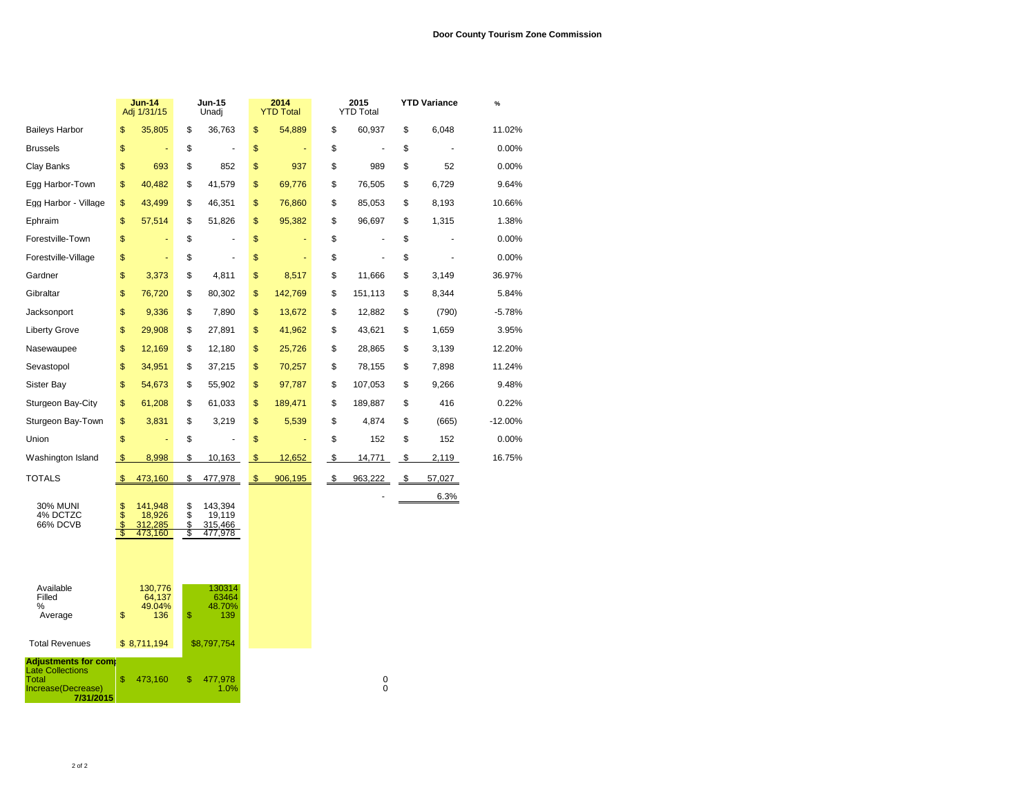**Door County Tourism Zone Commission**

| | Jun-14 Adj 1/31/15 | Jun-15 Unadj | 2014 YTD Total | 2015 YTD Total | YTD Variance | % |
|---|---|---|---|---|---|---|
| Baileys Harbor | $ 35,805 | $ 36,763 | $ 54,889 | $ 60,937 | $ 6,048 | 11.02% |
| Brussels | $ - | $ - | $ - | $ - | $ - | 0.00% |
| Clay Banks | $ 693 | $ 852 | $ 937 | $ 989 | $ 52 | 0.00% |
| Egg Harbor-Town | $ 40,482 | $ 41,579 | $ 69,776 | $ 76,505 | $ 6,729 | 9.64% |
| Egg Harbor - Village | $ 43,499 | $ 46,351 | $ 76,860 | $ 85,053 | $ 8,193 | 10.66% |
| Ephraim | $ 57,514 | $ 51,826 | $ 95,382 | $ 96,697 | $ 1,315 | 1.38% |
| Forestville-Town | $ - | $ - | $ - | $ - | $ - | 0.00% |
| Forestville-Village | $ - | $ - | $ - | $ - | $ - | 0.00% |
| Gardner | $ 3,373 | $ 4,811 | $ 8,517 | $ 11,666 | $ 3,149 | 36.97% |
| Gibraltar | $ 76,720 | $ 80,302 | $ 142,769 | $ 151,113 | $ 8,344 | 5.84% |
| Jacksonport | $ 9,336 | $ 7,890 | $ 13,672 | $ 12,882 | $ (790) | -5.78% |
| Liberty Grove | $ 29,908 | $ 27,891 | $ 41,962 | $ 43,621 | $ 1,659 | 3.95% |
| Nasewaupee | $ 12,169 | $ 12,180 | $ 25,726 | $ 28,865 | $ 3,139 | 12.20% |
| Sevastopol | $ 34,951 | $ 37,215 | $ 70,257 | $ 78,155 | $ 7,898 | 11.24% |
| Sister Bay | $ 54,673 | $ 55,902 | $ 97,787 | $ 107,053 | $ 9,266 | 9.48% |
| Sturgeon Bay-City | $ 61,208 | $ 61,033 | $ 189,471 | $ 189,887 | $ 416 | 0.22% |
| Sturgeon Bay-Town | $ 3,831 | $ 3,219 | $ 5,539 | $ 4,874 | $ (665) | -12.00% |
| Union | $ - | $ - | $ - | $ 152 | $ 152 | 0.00% |
| Washington Island | $ 8,998 | $ 10,163 | $ 12,652 | $ 14,771 | $ 2,119 | 16.75% |
| TOTALS | $ 473,160 | $ 477,978 | $ 906,195 | $ 963,222 | $ 57,027 | |
| | | | | - | 6.3% | |
| 30% MUNI | $ 141,948 | $ 143,394 | | | | |
| 4% DCTZC | $ 18,926 | $ 19,119 | | | | |
| 66% DCVB | $ 312,285 | $ 315,466 | | | | |
| | $ 473,160 | $ 477,978 | | | | |
| Available | 130,776 | 130314 | | | | |
| Filled | 64,137 | 63464 | | | | |
| % | 49.04% | 48.70% | | | | |
| Average | $ 136 | $ 139 | | | | |
| Total Revenues | $ 8,711,194 | $8,797,754 | | | | |
| **Adjustments for comp** | | | | | | |
| Late Collections | | | | | | |
| Total | $ 473,160 | $ 477,978 | | 0 | | |
| Increase(Decrease) | | 1.0% | | 0 | | |
| **7/31/2015** | | | | | | |